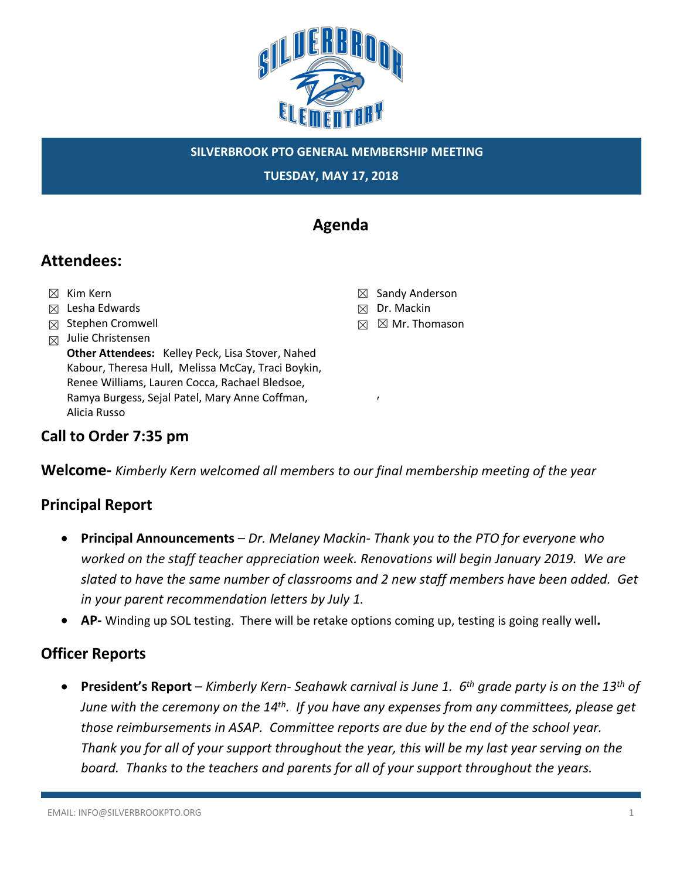**SILVERBROOK PTO GENERAL MEMBERSHIP MEETING**

**TUESDAY, MAY 17, 2018**

# Agenda

## Attendees:

- ☒ Kim Kern
- ☒ Lesha Edwards
- ☒ Stephen Cromwell
- ☒ Julie Christensen
- ☒ Sandy Anderson
- ☒ Dr. Mackin
- ☒ ☒ Mr. Thomason

**Other Attendees:** Kelley Peck, Lisa Stover, Nahed Kabour, Theresa Hull, Melissa McCay, Traci Boykin, Renee Williams, Lauren Cocca, Rachael Bledsoe, Ramya Burgess, Sejal Patel, Mary Anne Coffman, Alicia Russo

## Call to Order 7:35 pm

**Welcome-** *Kimberly Kern welcomed all members to our final membership meeting of the year*

## Principal Report

- **Principal Announcements** – *Dr. Melaney Mackin- Thank you to the PTO for everyone who worked on the staff teacher appreciation week. Renovations will begin January 2019. We are slated to have the same number of classrooms and 2 new staff members have been added. Get in your parent recommendation letters by July 1.*
- **AP-** Winding up SOL testing. There will be retake options coming up, testing is going really well**.**

## Officer Reports

- **President's Report** – *Kimberly Kern- Seahawk carnival is June 1. 6th grade party is on the 13th of June with the ceremony on the 14th. If you have any expenses from any committees, please get those reimbursements in ASAP. Committee reports are due by the end of the school year. Thank you for all of your support throughout the year, this will be my last year serving on the board. Thanks to the teachers and parents for all of your support throughout the years.*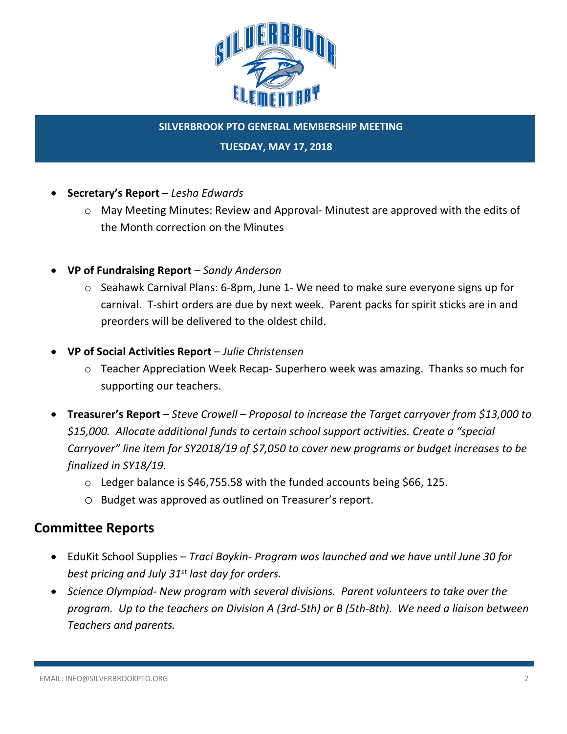**SILVERBROOK PTO GENERAL MEMBERSHIP MEETING**

**TUESDAY, MAY 17, 2018**

- **Secretary's Report** – *Lesha Edwards*
  - May Meeting Minutes: Review and Approval- Minutest are approved with the edits of the Month correction on the Minutes

- **VP of Fundraising Report** – *Sandy Anderson*
  - Seahawk Carnival Plans: 6-8pm, June 1- We need to make sure everyone signs up for carnival. T-shirt orders are due by next week. Parent packs for spirit sticks are in and preorders will be delivered to the oldest child.

- **VP of Social Activities Report** – *Julie Christensen*
  - Teacher Appreciation Week Recap- Superhero week was amazing. Thanks so much for supporting our teachers.

- **Treasurer's Report** – *Steve Crowell – Proposal to increase the Target carryover from $13,000 to $15,000. Allocate additional funds to certain school support activities. Create a "special Carryover" line item for SY2018/19 of $7,050 to cover new programs or budget increases to be finalized in SY18/19.*
  - Ledger balance is $46,755.58 with the funded accounts being $66, 125.
  - Budget was approved as outlined on Treasurer's report.

## Committee Reports

- EduKit School Supplies – *Traci Boykin- Program was launched and we have until June 30 for best pricing and July 31st last day for orders.*
- *Science Olympiad- New program with several divisions. Parent volunteers to take over the program. Up to the teachers on Division A (3rd-5th) or B (5th-8th). We need a liaison between Teachers and parents.*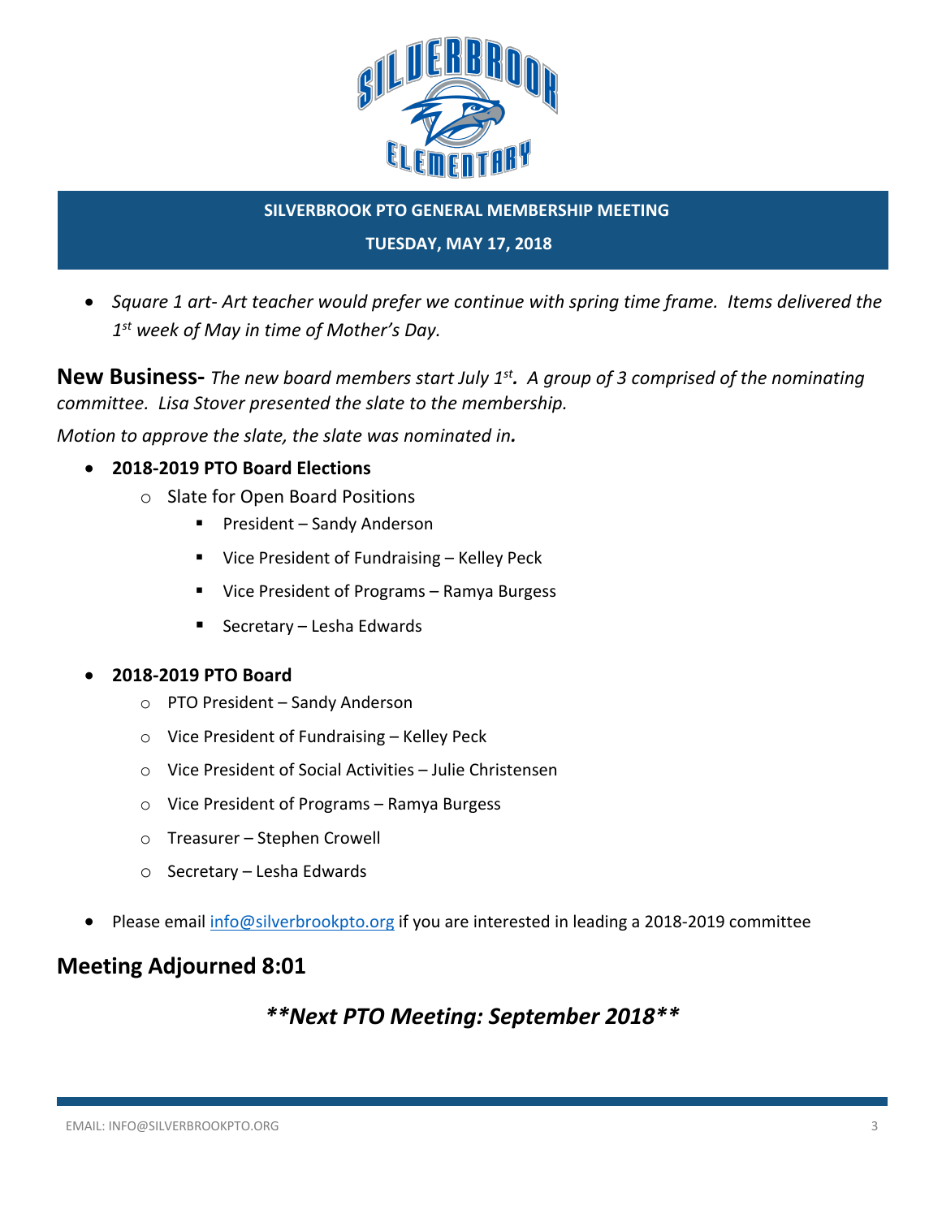**SILVERBROOK PTO GENERAL MEMBERSHIP MEETING**

**TUESDAY, MAY 17, 2018**

- *Square 1 art- Art teacher would prefer we continue with spring time frame. Items delivered the 1st week of May in time of Mother's Day.*

**New Business-** *The new board members start July 1st. A group of 3 comprised of the nominating committee. Lisa Stover presented the slate to the membership.*

*Motion to approve the slate, the slate was nominated in.*

- **2018-2019 PTO Board Elections**
  - Slate for Open Board Positions
    - President – Sandy Anderson
    - Vice President of Fundraising – Kelley Peck
    - Vice President of Programs – Ramya Burgess
    - Secretary – Lesha Edwards
- **2018-2019 PTO Board**
  - PTO President – Sandy Anderson
  - Vice President of Fundraising – Kelley Peck
  - Vice President of Social Activities – Julie Christensen
  - Vice President of Programs – Ramya Burgess
  - Treasurer – Stephen Crowell
  - Secretary – Lesha Edwards
- Please email info@silverbrookpto.org if you are interested in leading a 2018-2019 committee

## Meeting Adjourned 8:01

***\*\*Next PTO Meeting: September 2018\*\****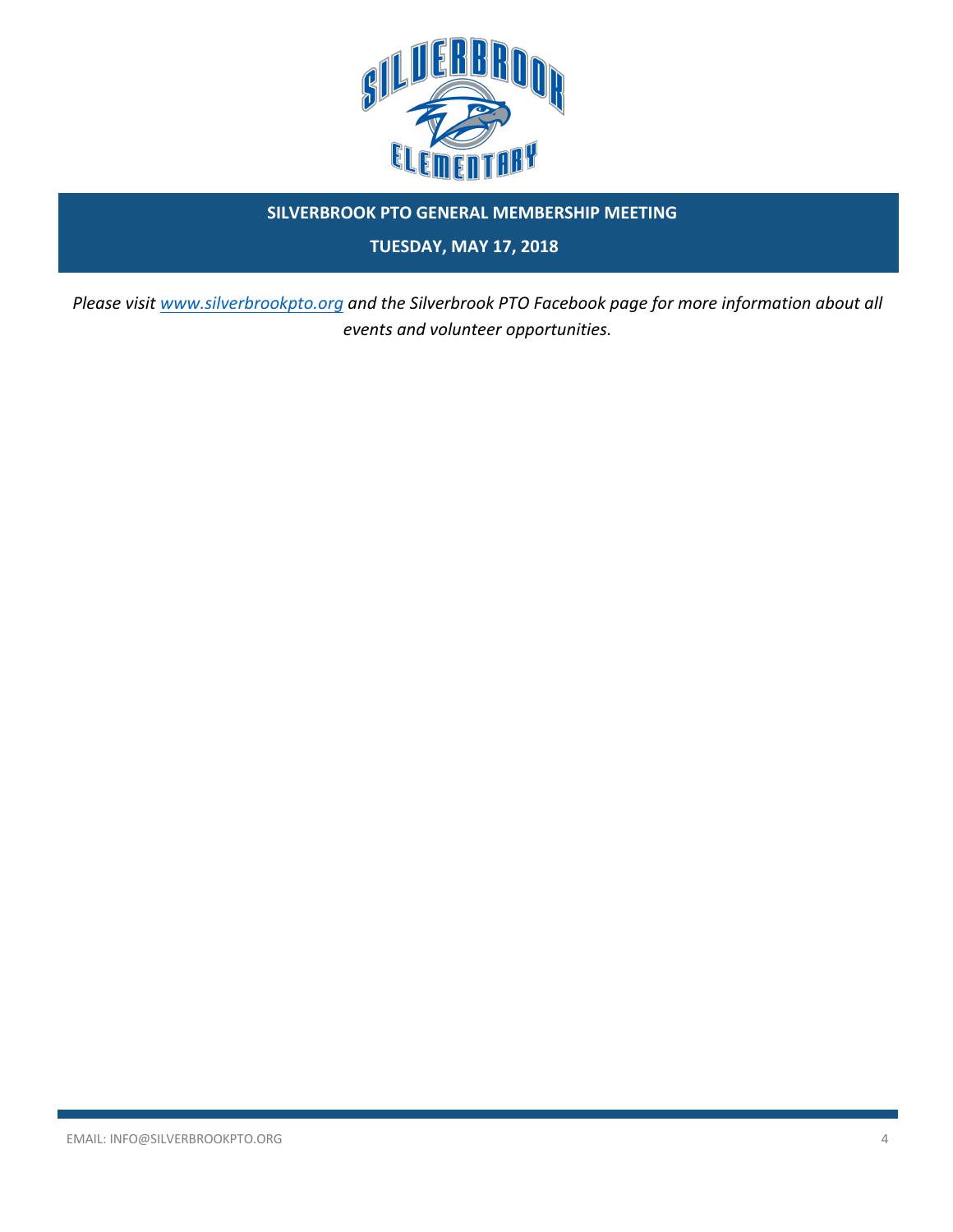**SILVERBROOK PTO GENERAL MEMBERSHIP MEETING**

**TUESDAY, MAY 17, 2018**

*Please visit [www.silverbrookpto.org](http://www.silverbrookpto.org) and the Silverbrook PTO Facebook page for more information about all events and volunteer opportunities.*